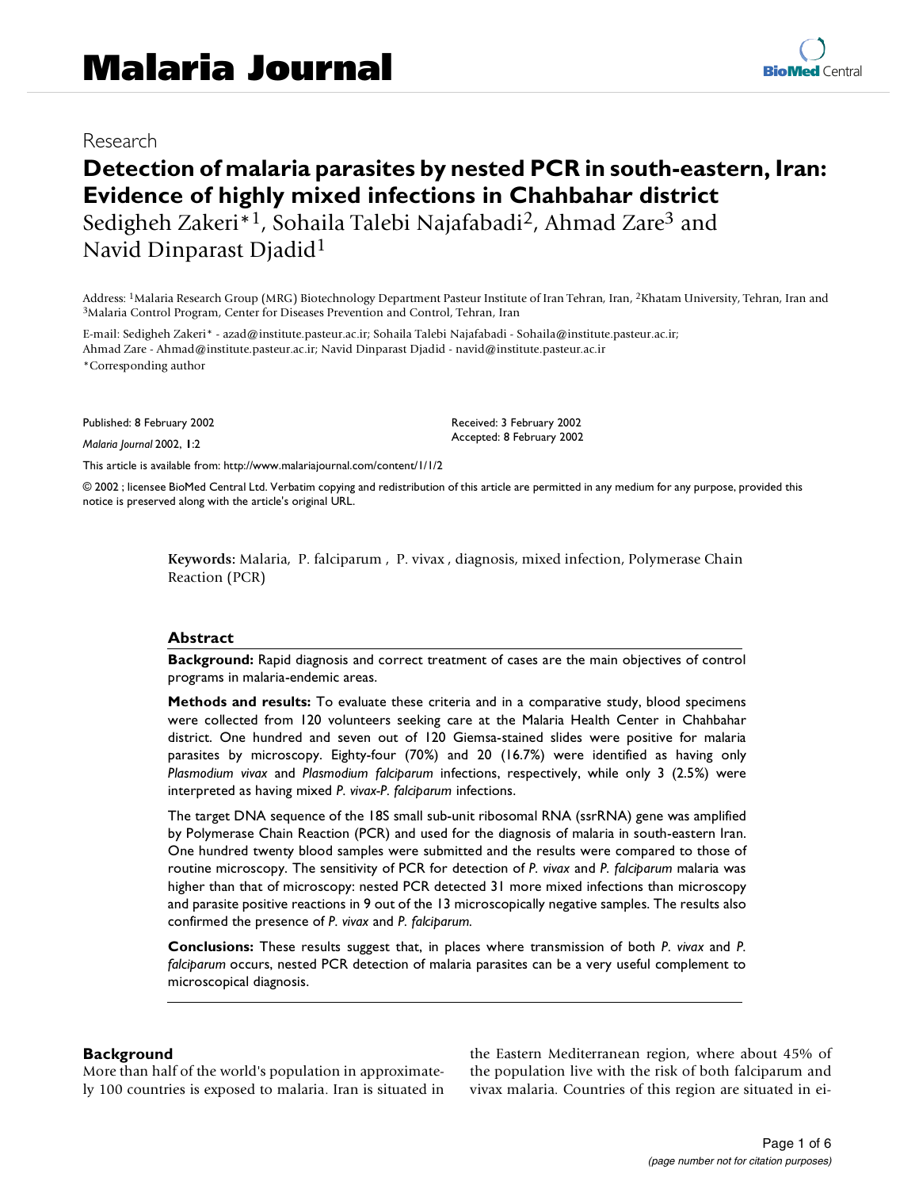Research

# Detection of malaria parasites by nested PCR in south-eastern, Iran: Evidence of highly mixed infections in Chahbahar district

Sedigheh Zakeri*[1], Sohaila Talebi Najafabadi[2], Ahmad Zare[3] and Navid Dinparast Djadid[1]

Address: [1]Malaria Research Group (MRG) Biotechnology Department Pasteur Institute of Iran Tehran, Iran, [2]Khatam University, Tehran, Iran and [3]Malaria Control Program, Center for Diseases Prevention and Control, Tehran, Iran

E-mail: Sedigheh Zakeri* - azad@institute.pasteur.ac.ir; Sohaila Talebi Najafabadi - Sohaila@institute.pasteur.ac.ir; Ahmad Zare - Ahmad@institute.pasteur.ac.ir; Navid Dinparast Djadid - navid@institute.pasteur.ac.ir

*Corresponding author

Published: 8 February 2002

*Malaria Journal* 2002, **1**:2

Received: 3 February 2002
Accepted: 8 February 2002

This article is available from: http://www.malariajournal.com/content/1/1/2

© 2002 ; licensee BioMed Central Ltd. Verbatim copying and redistribution of this article are permitted in any medium for any purpose, provided this notice is preserved along with the article's original URL.

**Keywords:** Malaria, *P. falciparum*, *P. vivax*, diagnosis, mixed infection, Polymerase Chain Reaction (PCR)

## Abstract

**Background:** Rapid diagnosis and correct treatment of cases are the main objectives of control programs in malaria-endemic areas.

**Methods and results:** To evaluate these criteria and in a comparative study, blood specimens were collected from 120 volunteers seeking care at the Malaria Health Center in Chahbahar district. One hundred and seven out of 120 Giemsa-stained slides were positive for malaria parasites by microscopy. Eighty-four (70%) and 20 (16.7%) were identified as having only *Plasmodium vivax* and *Plasmodium falciparum* infections, respectively, while only 3 (2.5%) were interpreted as having mixed *P. vivax-P. falciparum* infections.

The target DNA sequence of the 18S small sub-unit ribosomal RNA (ssrRNA) gene was amplified by Polymerase Chain Reaction (PCR) and used for the diagnosis of malaria in south-eastern Iran. One hundred twenty blood samples were submitted and the results were compared to those of routine microscopy. The sensitivity of PCR for detection of *P. vivax* and *P. falciparum* malaria was higher than that of microscopy: nested PCR detected 31 more mixed infections than microscopy and parasite positive reactions in 9 out of the 13 microscopically negative samples. The results also confirmed the presence of *P. vivax* and *P. falciparum*.

**Conclusions:** These results suggest that, in places where transmission of both *P. vivax* and *P. falciparum* occurs, nested PCR detection of malaria parasites can be a very useful complement to microscopical diagnosis.

## Background

More than half of the world's population in approximately 100 countries is exposed to malaria. Iran is situated in the Eastern Mediterranean region, where about 45% of the population live with the risk of both falciparum and vivax malaria. Countries of this region are situated in ei-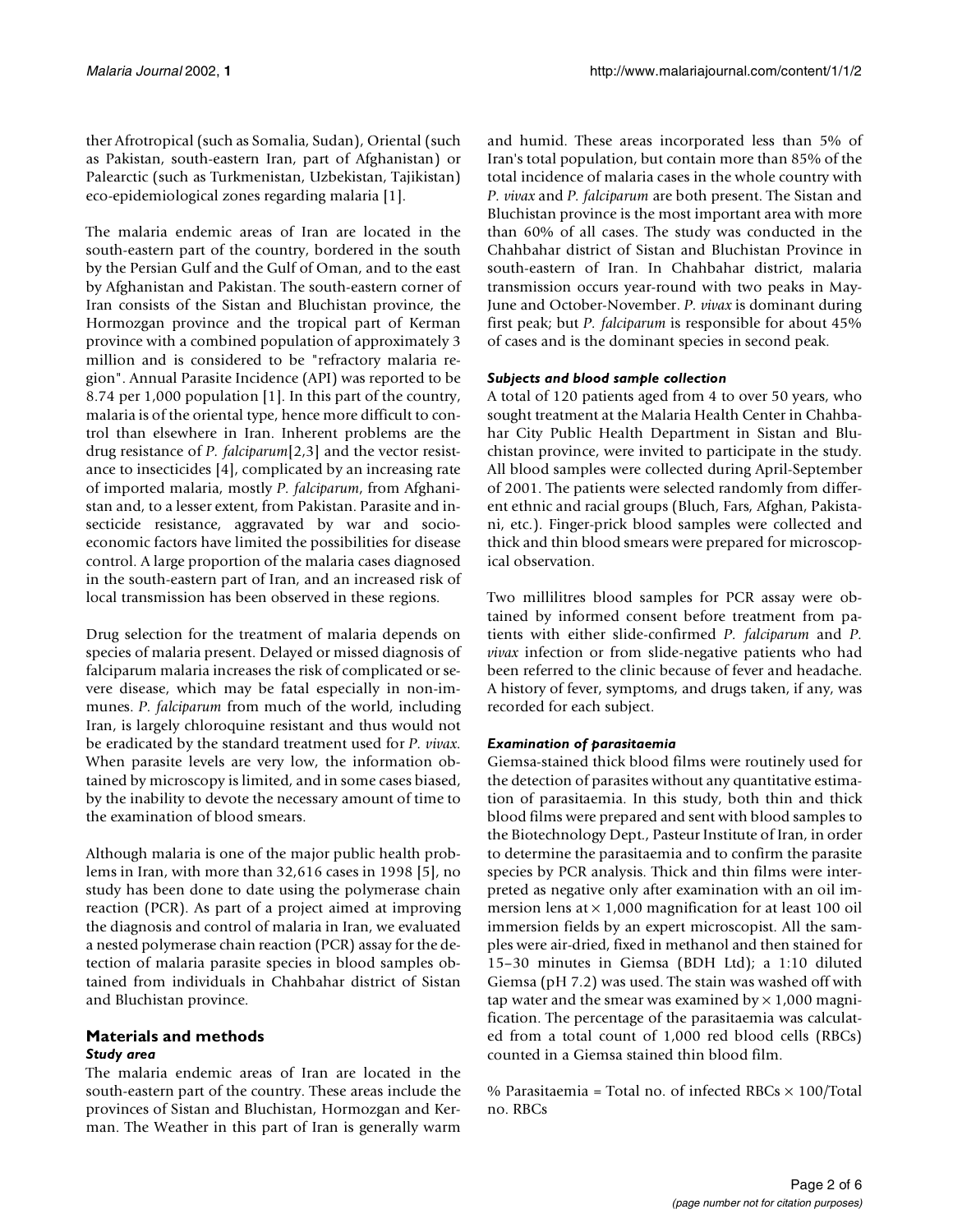ther Afrotropical (such as Somalia, Sudan), Oriental (such as Pakistan, south-eastern Iran, part of Afghanistan) or Palearctic (such as Turkmenistan, Uzbekistan, Tajikistan) eco-epidemiological zones regarding malaria [1].

The malaria endemic areas of Iran are located in the south-eastern part of the country, bordered in the south by the Persian Gulf and the Gulf of Oman, and to the east by Afghanistan and Pakistan. The south-eastern corner of Iran consists of the Sistan and Bluchistan province, the Hormozgan province and the tropical part of Kerman province with a combined population of approximately 3 million and is considered to be "refractory malaria region". Annual Parasite Incidence (API) was reported to be 8.74 per 1,000 population [1]. In this part of the country, malaria is of the oriental type, hence more difficult to control than elsewhere in Iran. Inherent problems are the drug resistance of *P. falciparum*[2,3] and the vector resistance to insecticides [4], complicated by an increasing rate of imported malaria, mostly *P. falciparum*, from Afghanistan and, to a lesser extent, from Pakistan. Parasite and insecticide resistance, aggravated by war and socioeconomic factors have limited the possibilities for disease control. A large proportion of the malaria cases diagnosed in the south-eastern part of Iran, and an increased risk of local transmission has been observed in these regions.

Drug selection for the treatment of malaria depends on species of malaria present. Delayed or missed diagnosis of falciparum malaria increases the risk of complicated or severe disease, which may be fatal especially in non-immunes. *P. falciparum* from much of the world, including Iran, is largely chloroquine resistant and thus would not be eradicated by the standard treatment used for *P. vivax*. When parasite levels are very low, the information obtained by microscopy is limited, and in some cases biased, by the inability to devote the necessary amount of time to the examination of blood smears.

Although malaria is one of the major public health problems in Iran, with more than 32,616 cases in 1998 [5], no study has been done to date using the polymerase chain reaction (PCR). As part of a project aimed at improving the diagnosis and control of malaria in Iran, we evaluated a nested polymerase chain reaction (PCR) assay for the detection of malaria parasite species in blood samples obtained from individuals in Chahbahar district of Sistan and Bluchistan province.

## Materials and methods

### *Study area*

The malaria endemic areas of Iran are located in the south-eastern part of the country. These areas include the provinces of Sistan and Bluchistan, Hormozgan and Kerman. The Weather in this part of Iran is generally warm and humid. These areas incorporated less than 5% of Iran's total population, but contain more than 85% of the total incidence of malaria cases in the whole country with *P. vivax* and *P. falciparum* are both present. The Sistan and Bluchistan province is the most important area with more than 60% of all cases. The study was conducted in the Chahbahar district of Sistan and Bluchistan Province in south-eastern of Iran. In Chahbahar district, malaria transmission occurs year-round with two peaks in May-June and October-November. *P. vivax* is dominant during first peak; but *P. falciparum* is responsible for about 45% of cases and is the dominant species in second peak.

### *Subjects and blood sample collection*

A total of 120 patients aged from 4 to over 50 years, who sought treatment at the Malaria Health Center in Chahbahar City Public Health Department in Sistan and Bluchistan province, were invited to participate in the study. All blood samples were collected during April-September of 2001. The patients were selected randomly from different ethnic and racial groups (Bluch, Fars, Afghan, Pakistani, etc.). Finger-prick blood samples were collected and thick and thin blood smears were prepared for microscopical observation.

Two millilitres blood samples for PCR assay were obtained by informed consent before treatment from patients with either slide-confirmed *P. falciparum* and *P. vivax* infection or from slide-negative patients who had been referred to the clinic because of fever and headache. A history of fever, symptoms, and drugs taken, if any, was recorded for each subject.

### *Examination of parasitaemia*

Giemsa-stained thick blood films were routinely used for the detection of parasites without any quantitative estimation of parasitaemia. In this study, both thin and thick blood films were prepared and sent with blood samples to the Biotechnology Dept., Pasteur Institute of Iran, in order to determine the parasitaemia and to confirm the parasite species by PCR analysis. Thick and thin films were interpreted as negative only after examination with an oil immersion lens at $\times$ 1,000 magnification for at least 100 oil immersion fields by an expert microscopist. All the samples were air-dried, fixed in methanol and then stained for 15–30 minutes in Giemsa (BDH Ltd); a 1:10 diluted Giemsa (pH 7.2) was used. The stain was washed off with tap water and the smear was examined by $\times$ 1,000 magnification. The percentage of the parasitaemia was calculated from a total count of 1,000 red blood cells (RBCs) counted in a Giemsa stained thin blood film.

% Parasitaemia = Total no. of infected RBCs $\times$ 100/Total no. RBCs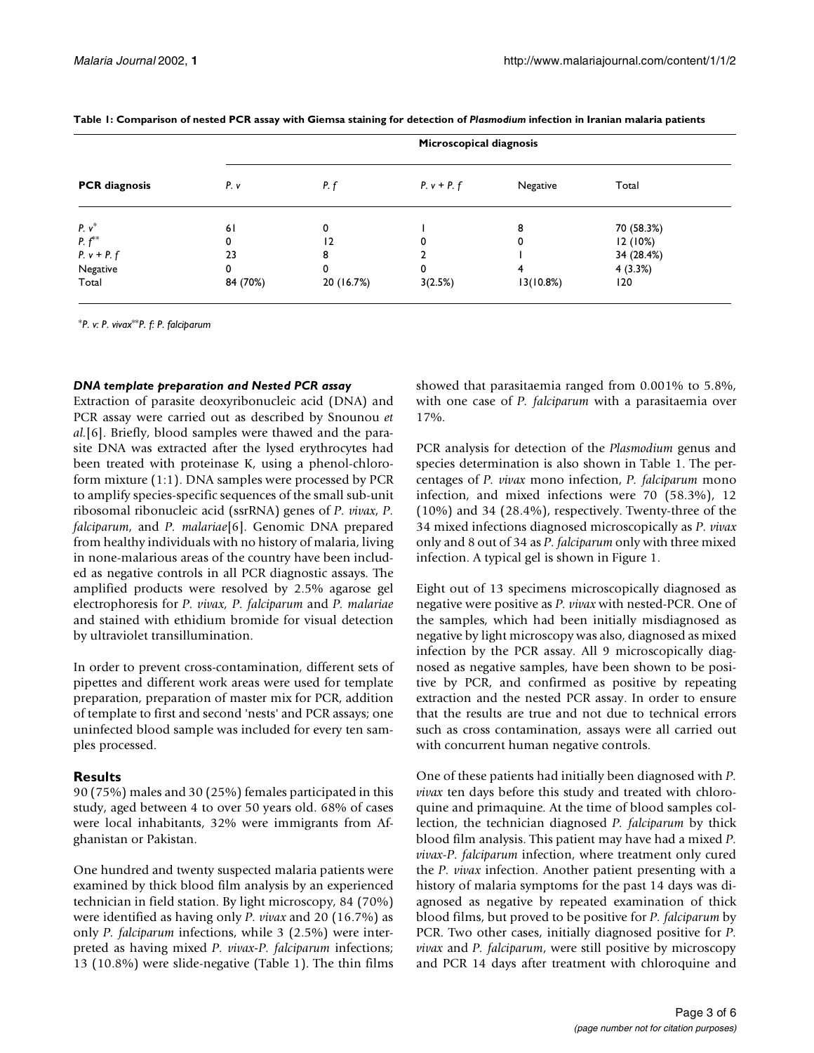**Table 1: Comparison of nested PCR assay with Giemsa staining for detection of *Plasmodium* infection in Iranian malaria patients**

| PCR diagnosis | Microscopical diagnosis | | | | |
|---|---|---|---|---|---|
| | *P. v* | *P. f* | *P. v + P. f* | Negative | Total |
| *P. v*\* | 61 | 0 | 1 | 8 | 70 (58.3%) |
| *P. f*\*\* | 0 | 12 | 0 | 0 | 12 (10%) |
| *P. v + P. f* | 23 | 8 | 2 | 1 | 34 (28.4%) |
| Negative | 0 | 0 | 0 | 4 | 4 (3.3%) |
| Total | 84 (70%) | 20 (16.7%) | 3(2.5%) | 13(10.8%) | 120 |

\**P. v: P. vivax*\*\**P. f: P. falciparum*

### *DNA template preparation and Nested PCR assay*

Extraction of parasite deoxyribonucleic acid (DNA) and PCR assay were carried out as described by Snounou *et al.*[6]. Briefly, blood samples were thawed and the parasite DNA was extracted after the lysed erythrocytes had been treated with proteinase K, using a phenol-chloroform mixture (1:1). DNA samples were processed by PCR to amplify species-specific sequences of the small sub-unit ribosomal ribonucleic acid (ssrRNA) genes of *P. vivax*, *P. falciparum*, and *P. malariae*[6]. Genomic DNA prepared from healthy individuals with no history of malaria, living in none-malarious areas of the country have been included as negative controls in all PCR diagnostic assays. The amplified products were resolved by 2.5% agarose gel electrophoresis for *P. vivax, P. falciparum* and *P. malariae* and stained with ethidium bromide for visual detection by ultraviolet transillumination.

In order to prevent cross-contamination, different sets of pipettes and different work areas were used for template preparation, preparation of master mix for PCR, addition of template to first and second 'nests' and PCR assays; one uninfected blood sample was included for every ten samples processed.

## Results

90 (75%) males and 30 (25%) females participated in this study, aged between 4 to over 50 years old. 68% of cases were local inhabitants, 32% were immigrants from Afghanistan or Pakistan.

One hundred and twenty suspected malaria patients were examined by thick blood film analysis by an experienced technician in field station. By light microscopy, 84 (70%) were identified as having only *P. vivax* and 20 (16.7%) as only *P. falciparum* infections, while 3 (2.5%) were interpreted as having mixed *P. vivax-P. falciparum* infections; 13 (10.8%) were slide-negative (Table 1). The thin films showed that parasitaemia ranged from 0.001% to 5.8%, with one case of *P. falciparum* with a parasitaemia over 17%.

PCR analysis for detection of the *Plasmodium* genus and species determination is also shown in Table 1. The percentages of *P. vivax* mono infection, *P. falciparum* mono infection, and mixed infections were 70 (58.3%), 12 (10%) and 34 (28.4%), respectively. Twenty-three of the 34 mixed infections diagnosed microscopically as *P. vivax* only and 8 out of 34 as *P. falciparum* only with three mixed infection. A typical gel is shown in Figure 1.

Eight out of 13 specimens microscopically diagnosed as negative were positive as *P. vivax* with nested-PCR. One of the samples, which had been initially misdiagnosed as negative by light microscopy was also, diagnosed as mixed infection by the PCR assay. All 9 microscopically diagnosed as negative samples, have been shown to be positive by PCR, and confirmed as positive by repeating extraction and the nested PCR assay. In order to ensure that the results are true and not due to technical errors such as cross contamination, assays were all carried out with concurrent human negative controls.

One of these patients had initially been diagnosed with *P. vivax* ten days before this study and treated with chloroquine and primaquine. At the time of blood samples collection, the technician diagnosed *P. falciparum* by thick blood film analysis. This patient may have had a mixed *P. vivax-P. falciparum* infection, where treatment only cured the *P. vivax* infection. Another patient presenting with a history of malaria symptoms for the past 14 days was diagnosed as negative by repeated examination of thick blood films, but proved to be positive for *P. falciparum* by PCR. Two other cases, initially diagnosed positive for *P. vivax* and *P. falciparum*, were still positive by microscopy and PCR 14 days after treatment with chloroquine and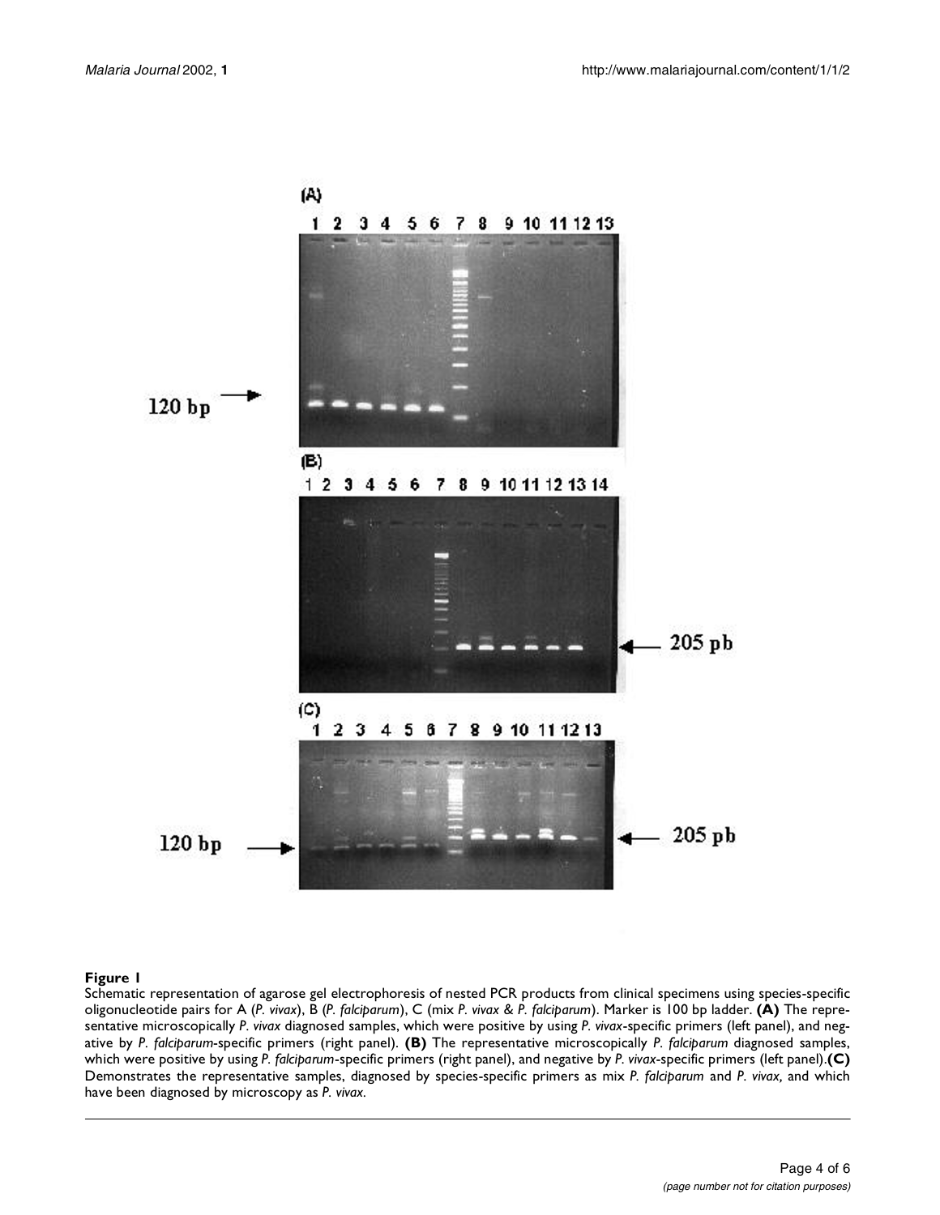**Figure 1**

Schematic representation of agarose gel electrophoresis of nested PCR products from clinical specimens using species-specific oligonucleotide pairs for A (*P. vivax*), B (*P. falciparum*), C (mix *P. vivax* & *P. falciparum*). Marker is 100 bp ladder. **(A)** The representative microscopically *P. vivax* diagnosed samples, which were positive by using *P. vivax*-specific primers (left panel), and negative by *P. falciparum*-specific primers (right panel). **(B)** The representative microscopically *P. falciparum* diagnosed samples, which were positive by using *P. falciparum*-specific primers (right panel), and negative by *P. vivax*-specific primers (left panel). **(C)** Demonstrates the representative samples, diagnosed by species-specific primers as mix *P. falciparum* and *P. vivax*, and which have been diagnosed by microscopy as *P. vivax*.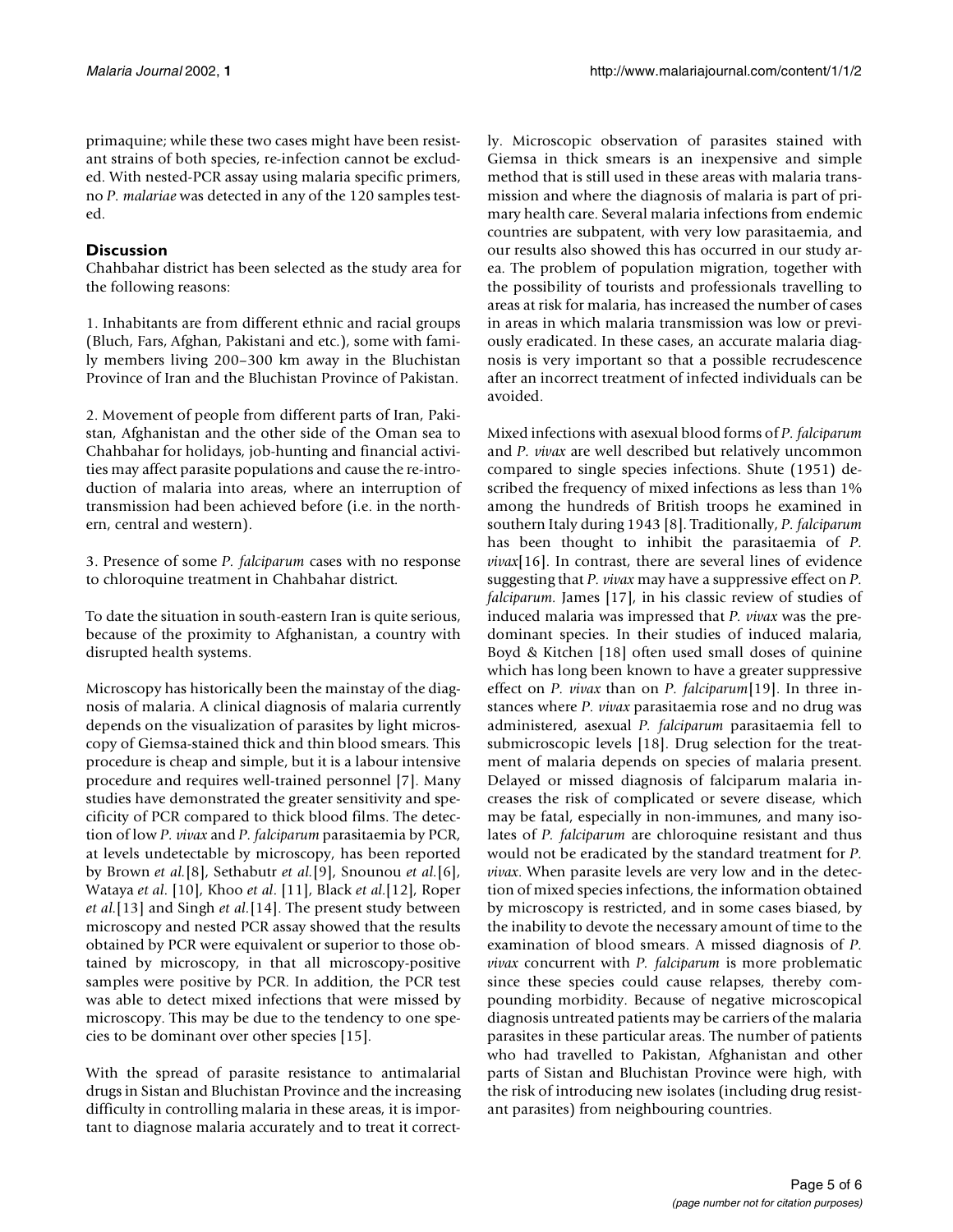primaquine; while these two cases might have been resistant strains of both species, re-infection cannot be excluded. With nested-PCR assay using malaria specific primers, no *P. malariae* was detected in any of the 120 samples tested.

## Discussion

Chahbahar district has been selected as the study area for the following reasons:

1. Inhabitants are from different ethnic and racial groups (Bluch, Fars, Afghan, Pakistani and etc.), some with family members living 200–300 km away in the Bluchistan Province of Iran and the Bluchistan Province of Pakistan.

2. Movement of people from different parts of Iran, Pakistan, Afghanistan and the other side of the Oman sea to Chahbahar for holidays, job-hunting and financial activities may affect parasite populations and cause the re-introduction of malaria into areas, where an interruption of transmission had been achieved before (i.e. in the northern, central and western).

3. Presence of some *P. falciparum* cases with no response to chloroquine treatment in Chahbahar district.

To date the situation in south-eastern Iran is quite serious, because of the proximity to Afghanistan, a country with disrupted health systems.

Microscopy has historically been the mainstay of the diagnosis of malaria. A clinical diagnosis of malaria currently depends on the visualization of parasites by light microscopy of Giemsa-stained thick and thin blood smears. This procedure is cheap and simple, but it is a labour intensive procedure and requires well-trained personnel [7]. Many studies have demonstrated the greater sensitivity and specificity of PCR compared to thick blood films. The detection of low *P. vivax* and *P. falciparum* parasitaemia by PCR, at levels undetectable by microscopy, has been reported by Brown *et al.*[8], Sethabutr *et al.*[9], Snounou *et al.*[6], Wataya *et al.* [10], Khoo *et al.* [11], Black *et al.*[12], Roper *et al.*[13] and Singh *et al.*[14]. The present study between microscopy and nested PCR assay showed that the results obtained by PCR were equivalent or superior to those obtained by microscopy, in that all microscopy-positive samples were positive by PCR. In addition, the PCR test was able to detect mixed infections that were missed by microscopy. This may be due to the tendency to one species to be dominant over other species [15].

With the spread of parasite resistance to antimalarial drugs in Sistan and Bluchistan Province and the increasing difficulty in controlling malaria in these areas, it is important to diagnose malaria accurately and to treat it correctly. Microscopic observation of parasites stained with Giemsa in thick smears is an inexpensive and simple method that is still used in these areas with malaria transmission and where the diagnosis of malaria is part of primary health care. Several malaria infections from endemic countries are subpatent, with very low parasitaemia, and our results also showed this has occurred in our study area. The problem of population migration, together with the possibility of tourists and professionals travelling to areas at risk for malaria, has increased the number of cases in areas in which malaria transmission was low or previously eradicated. In these cases, an accurate malaria diagnosis is very important so that a possible recrudescence after an incorrect treatment of infected individuals can be avoided.

Mixed infections with asexual blood forms of *P. falciparum* and *P. vivax* are well described but relatively uncommon compared to single species infections. Shute (1951) described the frequency of mixed infections as less than 1% among the hundreds of British troops he examined in southern Italy during 1943 [8]. Traditionally, *P. falciparum* has been thought to inhibit the parasitaemia of *P. vivax*[16]. In contrast, there are several lines of evidence suggesting that *P. vivax* may have a suppressive effect on *P. falciparum*. James [17], in his classic review of studies of induced malaria was impressed that *P. vivax* was the predominant species. In their studies of induced malaria, Boyd & Kitchen [18] often used small doses of quinine which has long been known to have a greater suppressive effect on *P. vivax* than on *P. falciparum*[19]. In three instances where *P. vivax* parasitaemia rose and no drug was administered, asexual *P. falciparum* parasitaemia fell to submicroscopic levels [18]. Drug selection for the treatment of malaria depends on species of malaria present. Delayed or missed diagnosis of falciparum malaria increases the risk of complicated or severe disease, which may be fatal, especially in non-immunes, and many isolates of *P. falciparum* are chloroquine resistant and thus would not be eradicated by the standard treatment for *P. vivax*. When parasite levels are very low and in the detection of mixed species infections, the information obtained by microscopy is restricted, and in some cases biased, by the inability to devote the necessary amount of time to the examination of blood smears. A missed diagnosis of *P. vivax* concurrent with *P. falciparum* is more problematic since these species could cause relapses, thereby compounding morbidity. Because of negative microscopical diagnosis untreated patients may be carriers of the malaria parasites in these particular areas. The number of patients who had travelled to Pakistan, Afghanistan and other parts of Sistan and Bluchistan Province were high, with the risk of introducing new isolates (including drug resistant parasites) from neighbouring countries.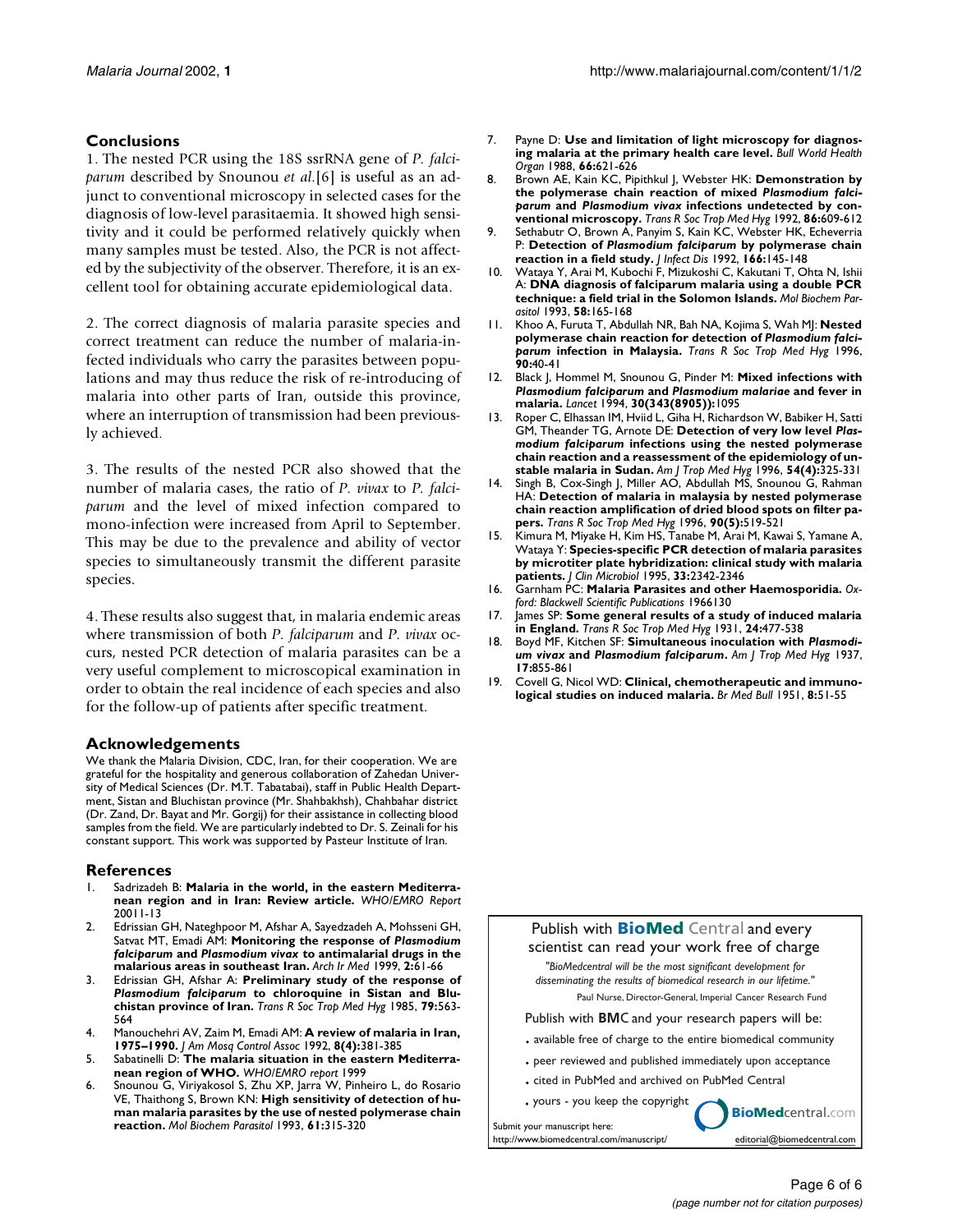## Conclusions

1. The nested PCR using the 18S ssrRNA gene of *P. falciparum* described by Snounou *et al.*[6] is useful as an adjunct to conventional microscopy in selected cases for the diagnosis of low-level parasitaemia. It showed high sensitivity and it could be performed relatively quickly when many samples must be tested. Also, the PCR is not affected by the subjectivity of the observer. Therefore, it is an excellent tool for obtaining accurate epidemiological data.

2. The correct diagnosis of malaria parasite species and correct treatment can reduce the number of malaria-infected individuals who carry the parasites between populations and may thus reduce the risk of re-introducing of malaria into other parts of Iran, outside this province, where an interruption of transmission had been previously achieved.

3. The results of the nested PCR also showed that the number of malaria cases, the ratio of *P. vivax* to *P. falciparum* and the level of mixed infection compared to mono-infection were increased from April to September. This may be due to the prevalence and ability of vector species to simultaneously transmit the different parasite species.

4. These results also suggest that, in malaria endemic areas where transmission of both *P. falciparum* and *P. vivax* occurs, nested PCR detection of malaria parasites can be a very useful complement to microscopical examination in order to obtain the real incidence of each species and also for the follow-up of patients after specific treatment.

## Acknowledgements

We thank the Malaria Division, CDC, Iran, for their cooperation. We are grateful for the hospitality and generous collaboration of Zahedan University of Medical Sciences (Dr. M.T. Tabatabai), staff in Public Health Department, Sistan and Bluchistan province (Mr. Shahbakhsh), Chahbahar district (Dr. Zand, Dr. Bayat and Mr. Gorgij) for their assistance in collecting blood samples from the field. We are particularly indebted to Dr. S. Zeinali for his constant support. This work was supported by Pasteur Institute of Iran.

## References

1. Sadrizadeh B: **Malaria in the world, in the eastern Mediterranean region and in Iran: Review article.** *WHO/EMRO Report* 2001:1-13
2. Edrissian GH, Nateghpoor M, Afshar A, Sayedzadeh A, Mohsseni GH, Satvat MT, Emadi AM: **Monitoring the response of *Plasmodium falciparum* and *Plasmodium vivax* to antimalarial drugs in the malarious areas in southeast Iran.** *Arch Ir Med* 1999, **2:**61-66
3. Edrissian GH, Afshar A: **Preliminary study of the response of *Plasmodium falciparum* to chloroquine in Sistan and Bluchistan province of Iran.** *Trans R Soc Trop Med Hyg* 1985, **79:**563-564
4. Manouchehri AV, Zaim M, Emadi AM: **A review of malaria in Iran, 1975–1990.** *J Am Mosq Control Assoc* 1992, **8(4):**381-385
5. Sabatinelli D: **The malaria situation in the eastern Mediterranean region of WHO.** *WHO/EMRO report* 1999
6. Snounou G, Viriyakosol S, Zhu XP, Jarra W, Pinheiro L, do Rosario VE, Thaithong S, Brown KN: **High sensitivity of detection of human malaria parasites by the use of nested polymerase chain reaction.** *Mol Biochem Parasitol* 1993, **61:**315-320
7. Payne D: **Use and limitation of light microscopy for diagnosing malaria at the primary health care level.** *Bull World Health Organ* 1988, **66:**621-626
8. Brown AE, Kain KC, Pipithkul J, Webster HK: **Demonstration by the polymerase chain reaction of mixed *Plasmodium falciparum* and *Plasmodium vivax* infections undetected by conventional microscopy.** *Trans R Soc Trop Med Hyg* 1992, **86:**609-612
9. Sethabutr O, Brown A, Panyim S, Kain KC, Webster HK, Echeverria P: **Detection of *Plasmodium falciparum* by polymerase chain reaction in a field study.** *J Infect Dis* 1992, **166:**145-148
10. Wataya Y, Arai M, Kubochi F, Mizukoshi C, Kakutani T, Ohta N, Ishii A: **DNA diagnosis of falciparum malaria using a double PCR technique: a field trial in the Solomon Islands.** *Mol Biochem Parasitol* 1993, **58:**165-168
11. Khoo A, Furuta T, Abdullah NR, Bah NA, Kojima S, Wah MJ: **Nested polymerase chain reaction for detection of *Plasmodium falciparum* infection in Malaysia.** *Trans R Soc Trop Med Hyg* 1996, **90:**40-41
12. Black J, Hommel M, Snounou G, Pinder M: **Mixed infections with *Plasmodium falciparum* and *Plasmodium malariae* and fever in malaria.** *Lancet* 1994, **30(343(8905)):**1095
13. Roper C, Elhassan IM, Hviid L, Giha H, Richardson W, Babiker H, Satti GM, Theander TG, Arnote DE: **Detection of very low level *Plasmodium falciparum* infections using the nested polymerase chain reaction and a reassessment of the epidemiology of unstable malaria in Sudan.** *Am J Trop Med Hyg* 1996, **54(4):**325-331
14. Singh B, Cox-Singh J, Miller AO, Abdullah MS, Snounou G, Rahman HA: **Detection of malaria in malaysia by nested polymerase chain reaction amplification of dried blood spots on filter papers.** *Trans R Soc Trop Med Hyg* 1996, **90(5):**519-521
15. Kimura M, Miyake H, Kim HS, Tanabe M, Arai M, Kawai S, Yamane A, Wataya Y: **Species-specific PCR detection of malaria parasites by microtiter plate hybridization: clinical study with malaria patients.** *J Clin Microbiol* 1995, **33:**2342-2346
16. Garnham PC: **Malaria Parasites and other Haemosporidia.** *Oxford: Blackwell Scientific Publications* 1966130
17. James SP: **Some general results of a study of induced malaria in England.** *Trans R Soc Trop Med Hyg* 1931, **24:**477-538
18. Boyd MF, Kitchen SF: **Simultaneous inoculation with *Plasmodium vivax* and *Plasmodium falciparum*.** *Am J Trop Med Hyg* 1937, **17:**855-861
19. Covell G, Nicol WD: **Clinical, chemotherapeutic and immunological studies on induced malaria.** *Br Med Bull* 1951, **8:**51-55

Publish with **BioMed** Central and every scientist can read your work free of charge

*"BioMedcentral will be the most significant development for disseminating the results of biomedical research in our lifetime."*

Paul Nurse, Director-General, Imperial Cancer Research Fund

Publish with **BMC** and your research papers will be:

- available free of charge to the entire biomedical community
- peer reviewed and published immediately upon acceptance
- cited in PubMed and archived on PubMed Central
- yours - you keep the copyright

**BioMed**central.com

Submit your manuscript here:
http://www.biomedcentral.com/manuscript/

editorial@biomedcentral.com